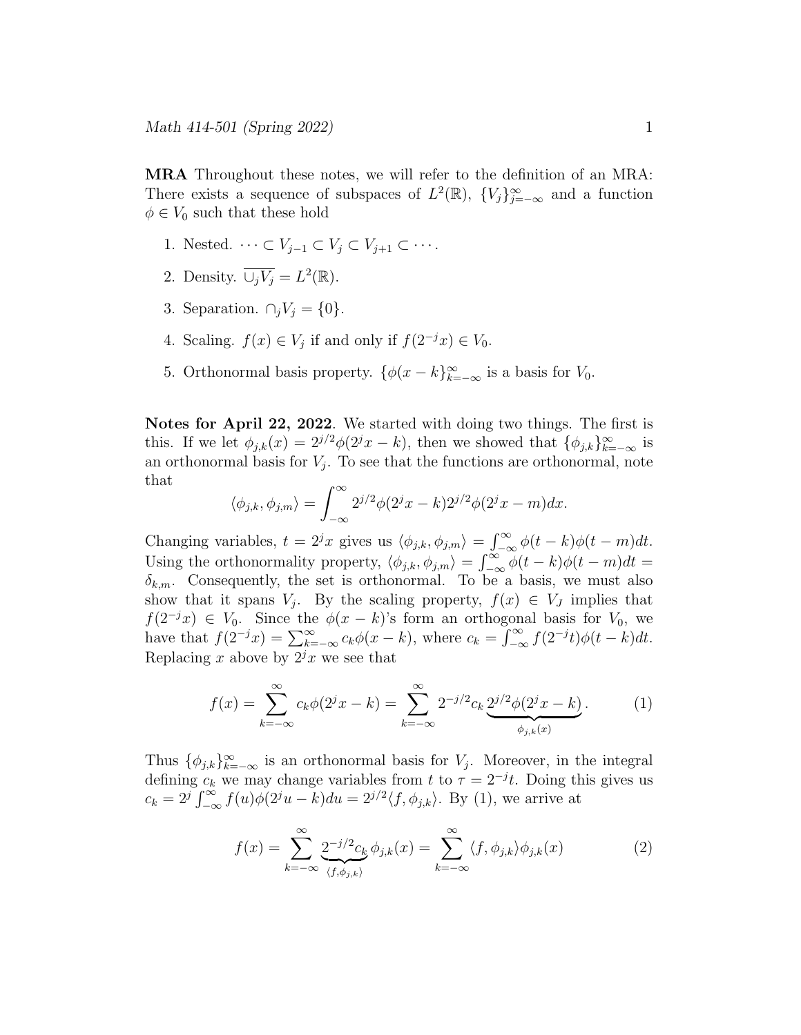**MRA** Throughout these notes, we will refer to the definition of an MRA: There exists a sequence of subspaces of $L^2(\mathbb{R})$, $\{V_j\}_{j=-\infty}^{\infty}$ and a function $\phi \in V_0$ such that these hold

1. Nested. $\cdots \subset V_{j-1} \subset V_j \subset V_{j+1} \subset \cdots$.
2. Density. $\overline{\cup_j V_j} = L^2(\mathbb{R})$.
3. Separation. $\cap_j V_j = \{0\}$.
4. Scaling. $f(x) \in V_j$ if and only if $f(2^{-j}x) \in V_0$.
5. Orthonormal basis property. $\{\phi(x-k)\}_{k=-\infty}^{\infty}$ is a basis for $V_0$.

**Notes for April 22, 2022**. We started with doing two things. The first is this. If we let $\phi_{j,k}(x) = 2^{j/2}\phi(2^j x - k)$, then we showed that $\{\phi_{j,k}\}_{k=-\infty}^{\infty}$ is an orthonormal basis for $V_j$. To see that the functions are orthonormal, note that

$$\langle \phi_{j,k}, \phi_{j,m} \rangle = \int_{-\infty}^{\infty} 2^{j/2}\phi(2^j x - k) 2^{j/2}\phi(2^j x - m) dx.$$

Changing variables, $t = 2^j x$ gives us $\langle \phi_{j,k}, \phi_{j,m} \rangle = \int_{-\infty}^{\infty} \phi(t-k)\phi(t-m)dt$. Using the orthonormality property, $\langle \phi_{j,k}, \phi_{j,m} \rangle = \int_{-\infty}^{\infty} \phi(t-k)\phi(t-m)dt = \delta_{k,m}$. Consequently, the set is orthonormal. To be a basis, we must also show that it spans $V_j$. By the scaling property, $f(x) \in V_J$ implies that $f(2^{-j}x) \in V_0$. Since the $\phi(x-k)$'s form an orthogonal basis for $V_0$, we have that $f(2^{-j}x) = \sum_{k=-\infty}^{\infty} c_k \phi(x-k)$, where $c_k = \int_{-\infty}^{\infty} f(2^{-j}t)\phi(t-k)dt$. Replacing $x$ above by $2^j x$ we see that

$$f(x) = \sum_{k=-\infty}^{\infty} c_k \phi(2^j x - k) = \sum_{k=-\infty}^{\infty} 2^{-j/2} c_k \underbrace{2^{j/2}\phi(2^j x - k)}_{\phi_{j,k}(x)}. \tag{1}$$

Thus $\{\phi_{j,k}\}_{k=-\infty}^{\infty}$ is an orthonormal basis for $V_j$. Moreover, in the integral defining $c_k$ we may change variables from $t$ to $\tau = 2^{-j}t$. Doing this gives us $c_k = 2^j \int_{-\infty}^{\infty} f(u)\phi(2^j u - k)du = 2^{j/2}\langle f, \phi_{j,k} \rangle$. By (1), we arrive at

$$f(x) = \sum_{k=-\infty}^{\infty} \underbrace{2^{-j/2}c_k}_{\langle f, \phi_{j,k} \rangle} \phi_{j,k}(x) = \sum_{k=-\infty}^{\infty} \langle f, \phi_{j,k} \rangle \phi_{j,k}(x) \tag{2}$$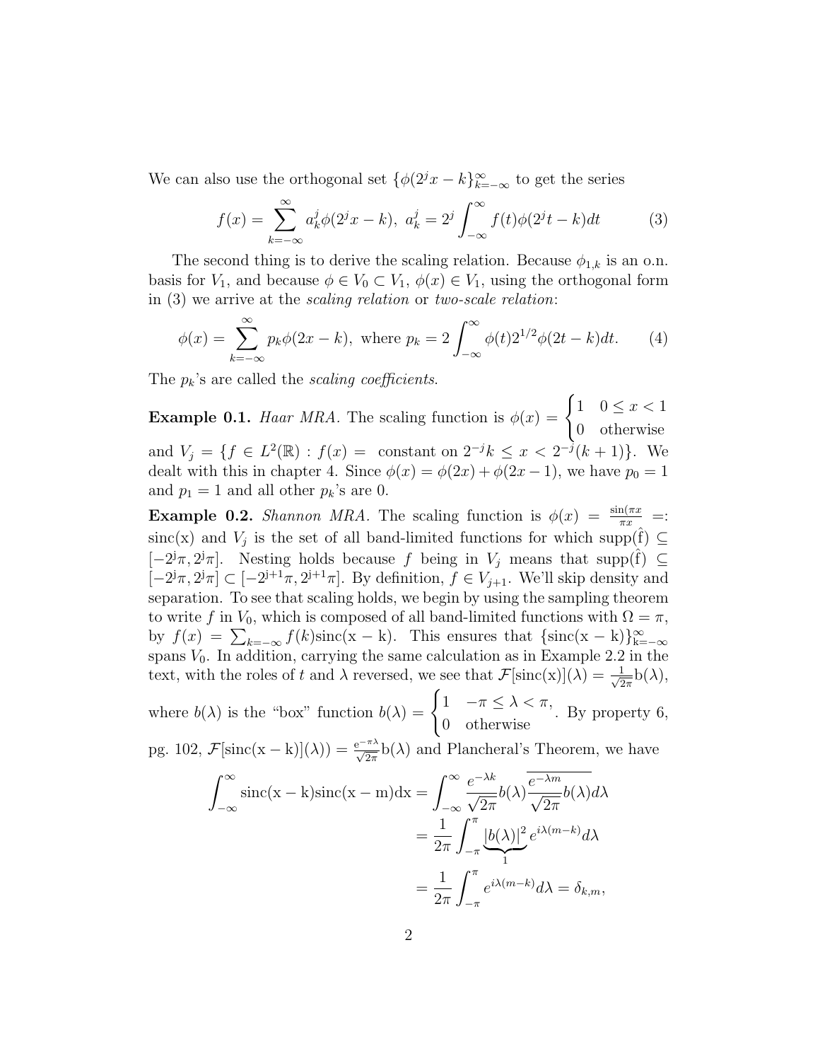We can also use the orthogonal set $\{\phi(2^j x - k\}_{k=-\infty}^{\infty}$ to get the series

$$f(x) = \sum_{k=-\infty}^{\infty} a_k^j \phi(2^j x - k), \ a_k^j = 2^j \int_{-\infty}^{\infty} f(t)\phi(2^j t - k)dt \tag{3}$$

The second thing is to derive the scaling relation. Because $\phi_{1,k}$ is an o.n. basis for $V_1$, and because $\phi \in V_0 \subset V_1$, $\phi(x) \in V_1$, using the orthogonal form in (3) we arrive at the *scaling relation* or *two-scale relation*:

$$\phi(x) = \sum_{k=-\infty}^{\infty} p_k \phi(2x - k), \text{ where } p_k = 2\int_{-\infty}^{\infty} \phi(t) 2^{1/2} \phi(2t - k)dt. \tag{4}$$

The $p_k$'s are called the *scaling coefficients*.

**Example 0.1.** *Haar MRA.* The scaling function is $\phi(x) = \begin{cases} 1 & 0 \le x < 1 \\ 0 & \text{otherwise} \end{cases}$ and $V_j = \{f \in L^2(\mathbb{R}) : f(x) = \text{ constant on } 2^{-j}k \le x < 2^{-j}(k+1)\}$. We dealt with this in chapter 4. Since $\phi(x) = \phi(2x) + \phi(2x-1)$, we have $p_0 = 1$ and $p_1 = 1$ and all other $p_k$'s are 0.

**Example 0.2.** *Shannon MRA.* The scaling function is $\phi(x) = \frac{\sin(\pi x)}{\pi x} =:$ $\mathrm{sinc(x)}$ and $V_j$ is the set of all band-limited functions for which $\mathrm{supp}(\hat{\mathrm{f}}) \subseteq [-2^{\mathrm{j}}\pi, 2^{\mathrm{j}}\pi]$. Nesting holds because $f$ being in $V_j$ means that $\mathrm{supp}(\hat{\mathrm{f}}) \subseteq [-2^{\mathrm{j}}\pi, 2^{\mathrm{j}}\pi] \subset [-2^{\mathrm{j+1}}\pi, 2^{\mathrm{j+1}}\pi]$. By definition, $f \in V_{j+1}$. We'll skip density and separation. To see that scaling holds, we begin by using the sampling theorem to write $f$ in $V_0$, which is composed of all band-limited functions with $\Omega = \pi$, by $f(x) = \sum_{k=-\infty} f(k)\mathrm{sinc(x-k)}$. This ensures that $\{\mathrm{sinc(x-k)}\}_{\mathrm{k}=-\infty}^{\infty}$ spans $V_0$. In addition, carrying the same calculation as in Example 2.2 in the text, with the roles of $t$ and $\lambda$ reversed, we see that $\mathcal{F}[\mathrm{sinc(x)}](\lambda) = \frac{1}{\sqrt{2\pi}}\mathrm{b}(\lambda)$, where $b(\lambda)$ is the "box" function $b(\lambda) = \begin{cases} 1 & -\pi \le \lambda < \pi, \\ 0 & \text{otherwise} \end{cases}$. By property 6, pg. 102, $\mathcal{F}[\mathrm{sinc(x-k)}](\lambda)) = \frac{\mathrm{e}^{-\pi\lambda}}{\sqrt{2\pi}}\mathrm{b}(\lambda)$ and Plancheral's Theorem, we have

$$\begin{aligned}
\int_{-\infty}^{\infty} \mathrm{sinc(x-k)sinc(x-m)dx} &= \int_{-\infty}^{\infty} \frac{e^{-\lambda k}}{\sqrt{2\pi}} b(\lambda) \overline{\frac{e^{-\lambda m}}{\sqrt{2\pi}} b(\lambda)} d\lambda \\
&= \frac{1}{2\pi} \int_{-\pi}^{\pi} \underbrace{|b(\lambda)|^2}_{1} e^{i\lambda(m-k)} d\lambda \\
&= \frac{1}{2\pi} \int_{-\pi}^{\pi} e^{i\lambda(m-k)} d\lambda = \delta_{k,m},
\end{aligned}$$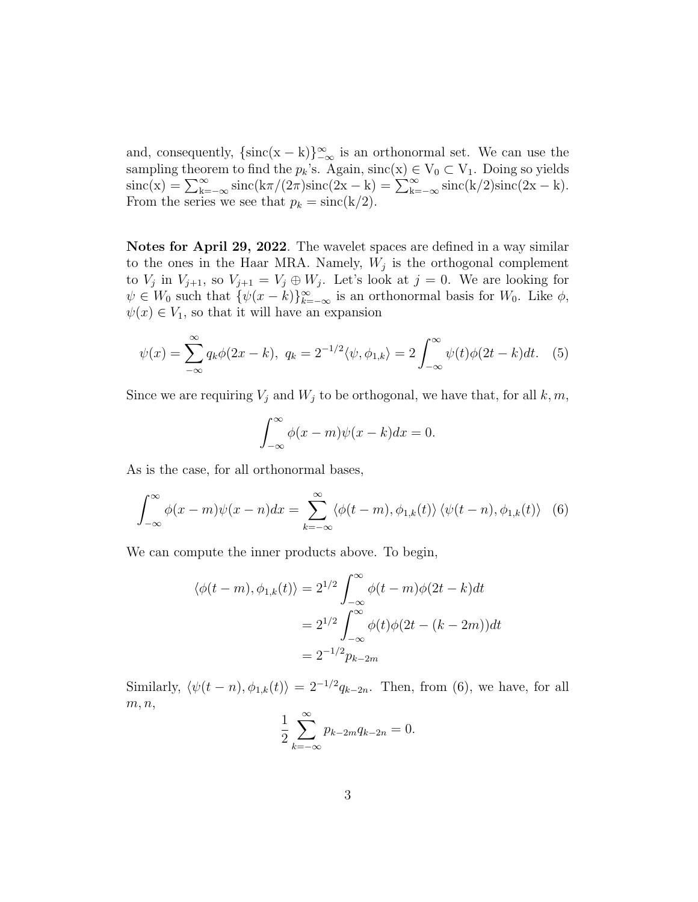and, consequently, $\{\mathrm{sinc}(x-k)\}_{-\infty}^{\infty}$ is an orthonormal set. We can use the sampling theorem to find the $p_k$'s. Again, $\mathrm{sinc}(x) \in V_0 \subset V_1$. Doing so yields $\mathrm{sinc}(x) = \sum_{k=-\infty}^{\infty} \mathrm{sinc}(k\pi/(2\pi))\mathrm{sinc}(2x-k) = \sum_{k=-\infty}^{\infty} \mathrm{sinc}(k/2)\mathrm{sinc}(2x-k)$. From the series we see that $p_k = \mathrm{sinc}(k/2)$.

**Notes for April 29, 2022**. The wavelet spaces are defined in a way similar to the ones in the Haar MRA. Namely, $W_j$ is the orthogonal complement to $V_j$ in $V_{j+1}$, so $V_{j+1} = V_j \oplus W_j$. Let's look at $j = 0$. We are looking for $\psi \in W_0$ such that $\{\psi(x-k)\}_{k=-\infty}^{\infty}$ is an orthonormal basis for $W_0$. Like $\phi$, $\psi(x) \in V_1$, so that it will have an expansion

$$\psi(x) = \sum_{-\infty}^{\infty} q_k \phi(2x-k),\ q_k = 2^{-1/2}\langle \psi, \phi_{1,k}\rangle = 2\int_{-\infty}^{\infty} \psi(t)\phi(2t-k)dt. \quad (5)$$

Since we are requiring $V_j$ and $W_j$ to be orthogonal, we have that, for all $k, m$,

$$\int_{-\infty}^{\infty} \phi(x-m)\psi(x-k)dx = 0.$$

As is the case, for all orthonormal bases,

$$\int_{-\infty}^{\infty} \phi(x-m)\psi(x-n)dx = \sum_{k=-\infty}^{\infty} \langle \phi(t-m), \phi_{1,k}(t)\rangle \langle \psi(t-n), \phi_{1,k}(t)\rangle \quad (6)$$

We can compute the inner products above. To begin,

$$\begin{aligned}
\langle \phi(t-m), \phi_{1,k}(t)\rangle &= 2^{1/2}\int_{-\infty}^{\infty} \phi(t-m)\phi(2t-k)dt \\
&= 2^{1/2}\int_{-\infty}^{\infty} \phi(t)\phi(2t-(k-2m))dt \\
&= 2^{-1/2}p_{k-2m}
\end{aligned}$$

Similarly, $\langle \psi(t-n), \phi_{1,k}(t)\rangle = 2^{-1/2}q_{k-2n}$. Then, from (6), we have, for all $m, n$,

$$\frac{1}{2}\sum_{k=-\infty}^{\infty} p_{k-2m}q_{k-2n} = 0.$$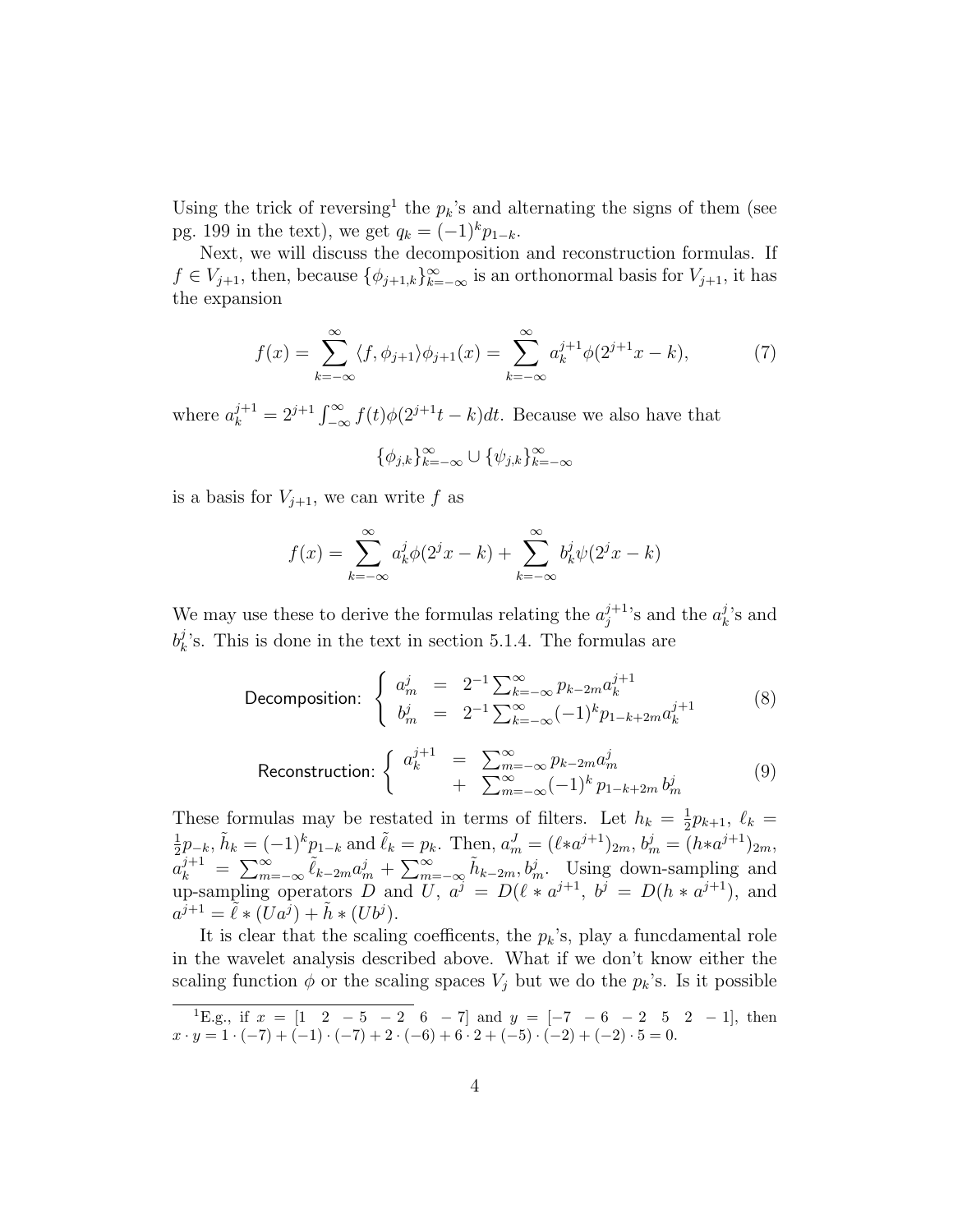Using the trick of reversing[1] the $p_k$'s and alternating the signs of them (see pg. 199 in the text), we get $q_k = (-1)^k p_{1-k}$.

Next, we will discuss the decomposition and reconstruction formulas. If $f \in V_{j+1}$, then, because $\{\phi_{j+1,k}\}_{k=-\infty}^{\infty}$ is an orthonormal basis for $V_{j+1}$, it has the expansion

$$f(x) = \sum_{k=-\infty}^{\infty} \langle f, \phi_{j+1} \rangle \phi_{j+1}(x) = \sum_{k=-\infty}^{\infty} a_k^{j+1} \phi(2^{j+1}x - k), \tag{7}$$

where $a_k^{j+1} = 2^{j+1} \int_{-\infty}^{\infty} f(t)\phi(2^{j+1}t - k)dt$. Because we also have that

$$\{\phi_{j,k}\}_{k=-\infty}^{\infty} \cup \{\psi_{j,k}\}_{k=-\infty}^{\infty}$$

is a basis for $V_{j+1}$, we can write $f$ as

$$f(x) = \sum_{k=-\infty}^{\infty} a_k^j \phi(2^j x - k) + \sum_{k=-\infty}^{\infty} b_k^j \psi(2^j x - k)$$

We may use these to derive the formulas relating the $a_j^{j+1}$'s and the $a_k^j$'s and $b_k^j$'s. This is done in the text in section 5.1.4. The formulas are

$$\text{Decomposition:} \; \begin{cases} a_m^j &= 2^{-1} \sum_{k=-\infty}^{\infty} p_{k-2m} a_k^{j+1} \\ b_m^j &= 2^{-1} \sum_{k=-\infty}^{\infty} (-1)^k p_{1-k+2m} a_k^{j+1} \end{cases} \tag{8}$$

$$\text{Reconstruction:} \; \begin{cases} a_k^{j+1} &= \sum_{m=-\infty}^{\infty} p_{k-2m} a_m^j \\ &+ \; \sum_{m=-\infty}^{\infty} (-1)^k \, p_{1-k+2m} \, b_m^j \end{cases} \tag{9}$$

These formulas may be restated in terms of filters. Let $h_k = \frac{1}{2} p_{k+1}$, $\ell_k = \frac{1}{2} p_{-k}$, $\tilde{h}_k = (-1)^k p_{1-k}$ and $\tilde{\ell}_k = p_k$. Then, $a_m^J = (\ell * a^{j+1})_{2m}$, $b_m^j = (h * a^{j+1})_{2m}$, $a_k^{j+1} = \sum_{m=-\infty}^{\infty} \tilde{\ell}_{k-2m} a_m^j + \sum_{m=-\infty}^{\infty} \tilde{h}_{k-2m}, b_m^j$. Using down-sampling and up-sampling operators $D$ and $U$, $a^j = D(\ell * a^{j+1}$, $b^j = D(h * a^{j+1})$, and $a^{j+1} = \tilde{\ell} * (Ua^j) + \tilde{h} * (Ub^j)$.

It is clear that the scaling coefficents, the $p_k$'s, play a funcdamental role in the wavelet analysis described above. What if we don't know either the scaling function $\phi$ or the scaling spaces $V_j$ but we do the $p_k$'s. Is it possible

[1] E.g., if $x = [1 \;\; 2 \;\; -5 \;\; -2 \;\; 6 \;\; -7]$ and $y = [-7 \;\; -6 \;\; -2 \;\; 5 \;\; 2 \;\; -1]$, then $x \cdot y = 1 \cdot (-7) + (-1) \cdot (-7) + 2 \cdot (-6) + 6 \cdot 2 + (-5) \cdot (-2) + (-2) \cdot 5 = 0$.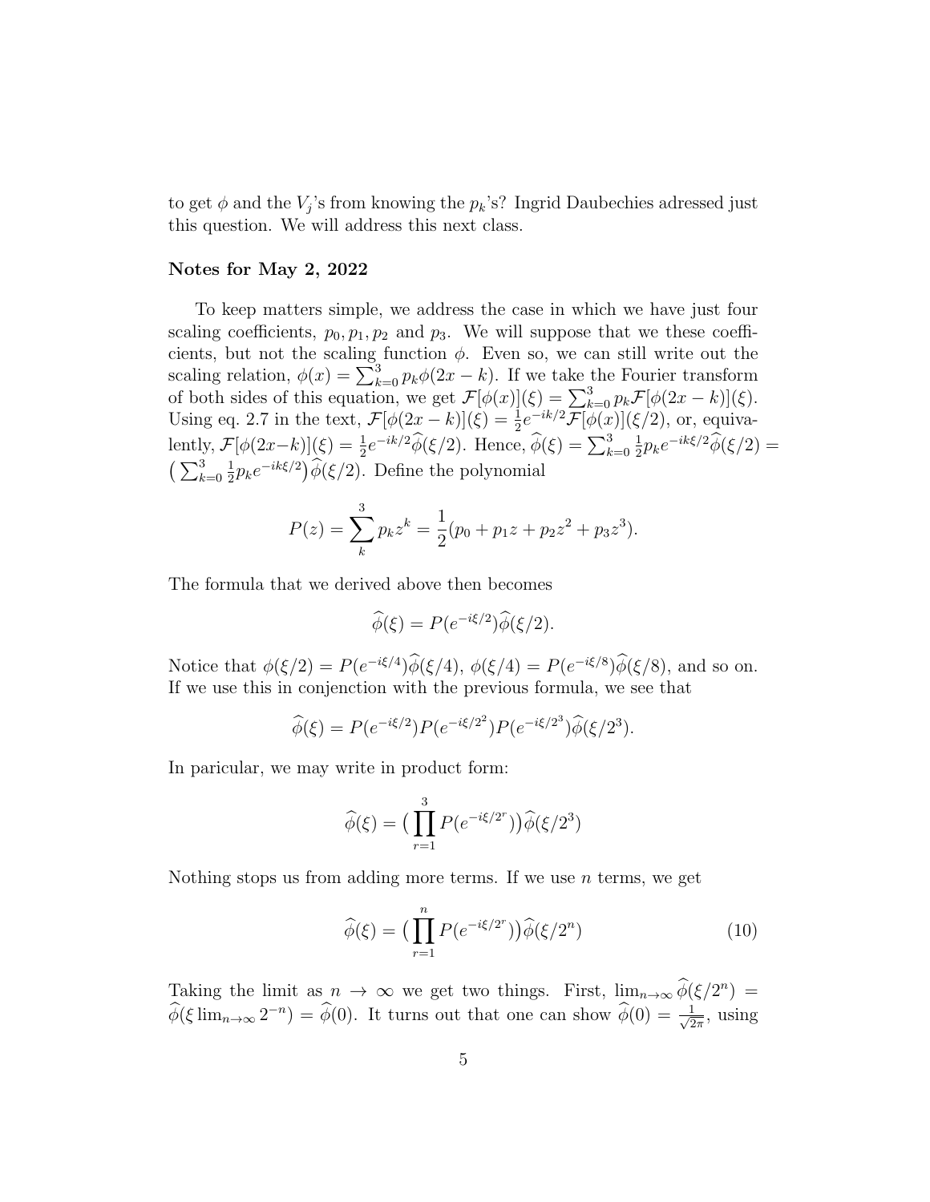to get $\phi$ and the $V_j$'s from knowing the $p_k$'s? Ingrid Daubechies adressed just this question. We will address this next class.

**Notes for May 2, 2022**

To keep matters simple, we address the case in which we have just four scaling coefficients, $p_0, p_1, p_2$ and $p_3$. We will suppose that we these coefficients, but not the scaling function $\phi$. Even so, we can still write out the scaling relation, $\phi(x) = \sum_{k=0}^{3} p_k \phi(2x-k)$. If we take the Fourier transform of both sides of this equation, we get $\mathcal{F}[\phi(x)](\xi) = \sum_{k=0}^{3} p_k \mathcal{F}[\phi(2x-k)](\xi)$. Using eq. 2.7 in the text, $\mathcal{F}[\phi(2x-k)](\xi) = \frac{1}{2}e^{-ik/2}\mathcal{F}[\phi(x)](\xi/2)$, or, equivalently, $\mathcal{F}[\phi(2x-k)](\xi) = \frac{1}{2}e^{-ik/2}\widehat{\phi}(\xi/2)$. Hence, $\widehat{\phi}(\xi) = \sum_{k=0}^{3} \frac{1}{2} p_k e^{-ik\xi/2}\widehat{\phi}(\xi/2) = \big(\sum_{k=0}^{3} \frac{1}{2} p_k e^{-ik\xi/2}\big)\widehat{\phi}(\xi/2)$. Define the polynomial

$$P(z) = \sum_{k}^{3} p_k z^k = \frac{1}{2}(p_0 + p_1 z + p_2 z^2 + p_3 z^3).$$

The formula that we derived above then becomes

$$\widehat{\phi}(\xi) = P(e^{-i\xi/2})\widehat{\phi}(\xi/2).$$

Notice that $\phi(\xi/2) = P(e^{-i\xi/4})\widehat{\phi}(\xi/4)$, $\phi(\xi/4) = P(e^{-i\xi/8})\widehat{\phi}(\xi/8)$, and so on. If we use this in conjenction with the previous formula, we see that

$$\widehat{\phi}(\xi) = P(e^{-i\xi/2})P(e^{-i\xi/2^2})P(e^{-i\xi/2^3})\widehat{\phi}(\xi/2^3).$$

In paricular, we may write in product form:

$$\widehat{\phi}(\xi) = \big(\prod_{r=1}^{3} P(e^{-i\xi/2^r})\big)\widehat{\phi}(\xi/2^3)$$

Nothing stops us from adding more terms. If we use $n$ terms, we get

$$\widehat{\phi}(\xi) = \big(\prod_{r=1}^{n} P(e^{-i\xi/2^r})\big)\widehat{\phi}(\xi/2^n) \tag{10}$$

Taking the limit as $n \to \infty$ we get two things. First, $\lim_{n\to\infty} \widehat{\phi}(\xi/2^n) = \widehat{\phi}(\xi \lim_{n\to\infty} 2^{-n}) = \widehat{\phi}(0)$. It turns out that one can show $\widehat{\phi}(0) = \frac{1}{\sqrt{2\pi}}$, using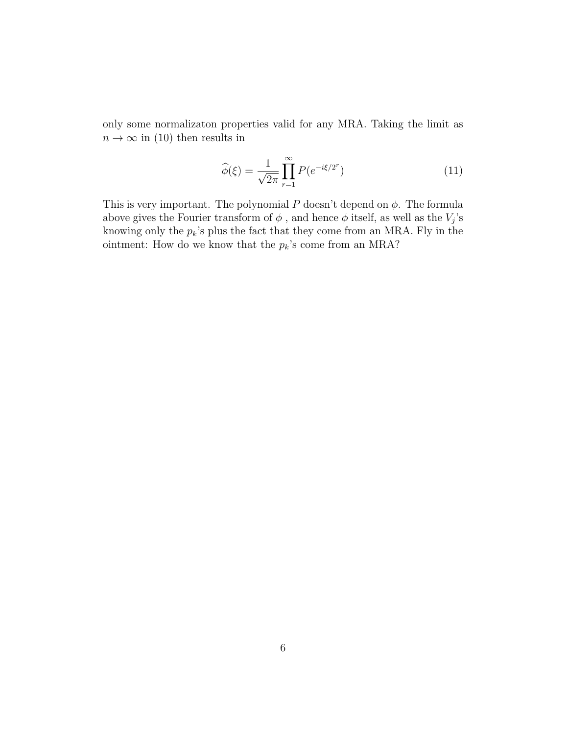only some normalizaton properties valid for any MRA. Taking the limit as $n \to \infty$ in (10) then results in

$$\widehat{\phi}(\xi) = \frac{1}{\sqrt{2\pi}} \prod_{r=1}^{\infty} P(e^{-i\xi/2^r}) \tag{11}$$

This is very important. The polynomial $P$ doesn't depend on $\phi$. The formula above gives the Fourier transform of $\phi$ , and hence $\phi$ itself, as well as the $V_j$'s knowing only the $p_k$'s plus the fact that they come from an MRA. Fly in the ointment: How do we know that the $p_k$'s come from an MRA?